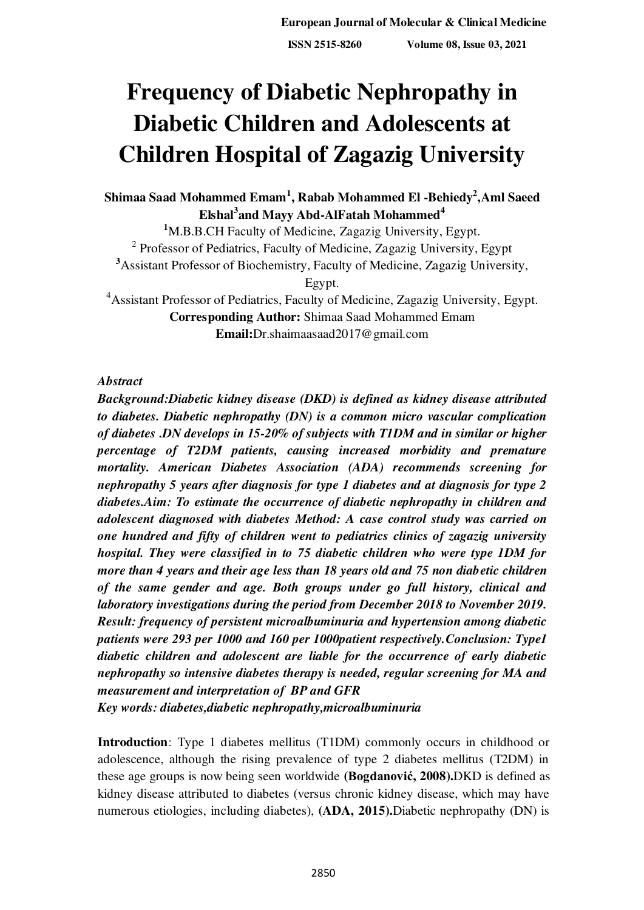# Frequency of Diabetic Nephropathy in Diabetic Children and Adolescents at Children Hospital of Zagazig University

**Shimaa Saad Mohammed Emam[1], Rabab Mohammed El -Behiedy[2], Aml Saeed Elshal[3] and Mayy Abd-AlFatah Mohammed[4]**

[1]M.B.B.CH Faculty of Medicine, Zagazig University, Egypt.
[2] Professor of Pediatrics, Faculty of Medicine, Zagazig University, Egypt
[3]Assistant Professor of Biochemistry, Faculty of Medicine, Zagazig University, Egypt.
[4]Assistant Professor of Pediatrics, Faculty of Medicine, Zagazig University, Egypt.
**Corresponding Author:** Shimaa Saad Mohammed Emam
**Email:**Dr.shaimaasaad2017@gmail.com

*Abstract*

***Background:Diabetic kidney disease (DKD) is defined as kidney disease attributed to diabetes. Diabetic nephropathy (DN) is a common micro vascular complication of diabetes .DN develops in 15-20% of subjects with T1DM and in similar or higher percentage of T2DM patients, causing increased morbidity and premature mortality. American Diabetes Association (ADA) recommends screening for nephropathy 5 years after diagnosis for type 1 diabetes and at diagnosis for type 2 diabetes.Aim: To estimate the occurrence of diabetic nephropathy in children and adolescent diagnosed with diabetes Method: A case control study was carried on one hundred and fifty of children went to pediatrics clinics of zagazig university hospital. They were classified in to 75 diabetic children who were type 1DM for more than 4 years and their age less than 18 years old and 75 non diabetic children of the same gender and age. Both groups under go full history, clinical and laboratory investigations during the period from December 2018 to November 2019. Result: frequency of persistent microalbuminuria and hypertension among diabetic patients were 293 per 1000 and 160 per 1000patient respectively.Conclusion: Type1 diabetic children and adolescent are liable for the occurrence of early diabetic nephropathy so intensive diabetes therapy is needed, regular screening for MA and measurement and interpretation of BP and GFR***

***Key words: diabetes,diabetic nephropathy,microalbuminuria***

**Introduction**: Type 1 diabetes mellitus (T1DM) commonly occurs in childhood or adolescence, although the rising prevalence of type 2 diabetes mellitus (T2DM) in these age groups is now being seen worldwide **(Bogdanović, 2008).**DKD is defined as kidney disease attributed to diabetes (versus chronic kidney disease, which may have numerous etiologies, including diabetes), **(ADA, 2015).**Diabetic nephropathy (DN) is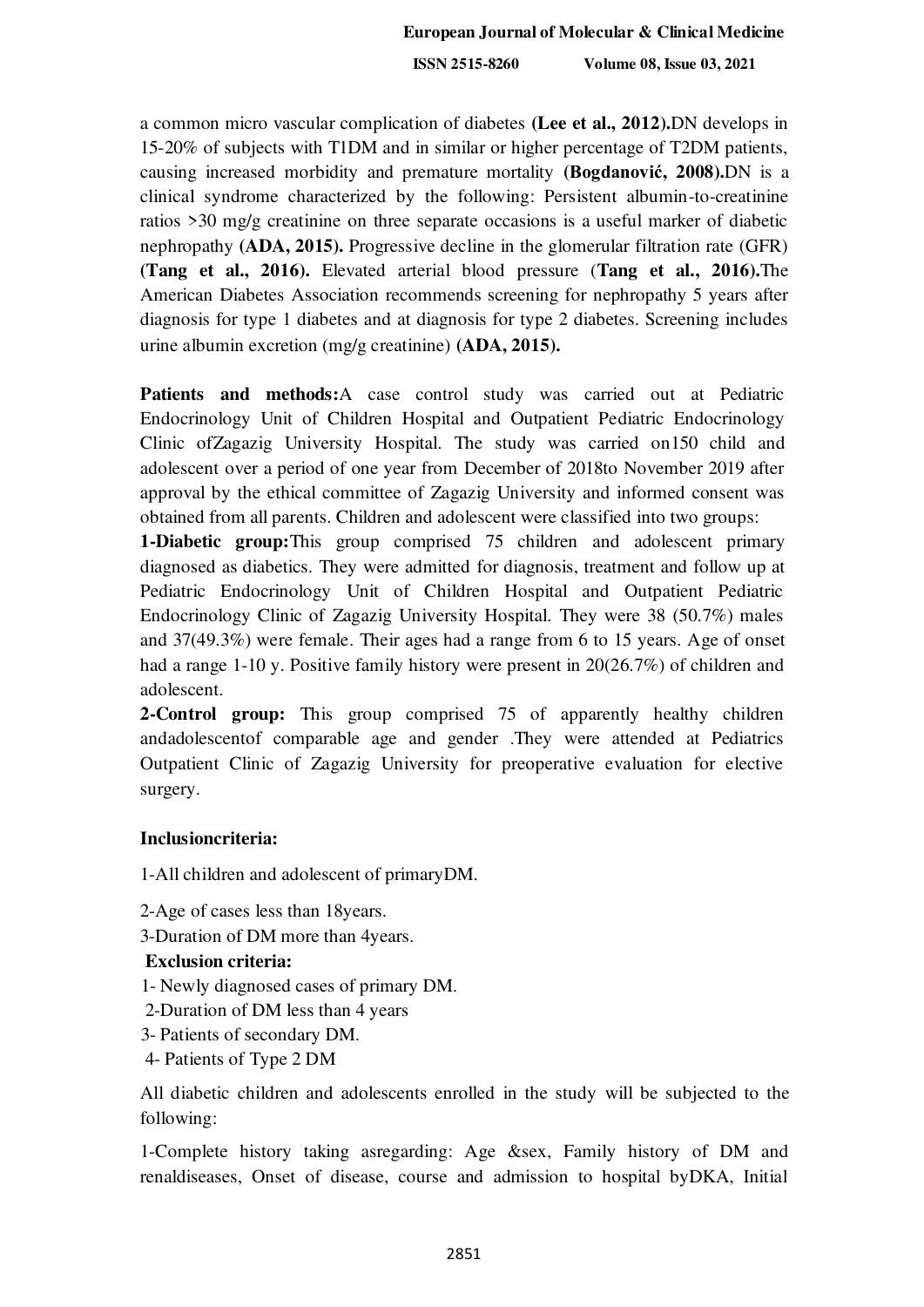a common micro vascular complication of diabetes **(Lee et al., 2012).**DN develops in 15-20% of subjects with T1DM and in similar or higher percentage of T2DM patients, causing increased morbidity and premature mortality **(Bogdanović, 2008).**DN is a clinical syndrome characterized by the following: Persistent albumin-to-creatinine ratios >30 mg/g creatinine on three separate occasions is a useful marker of diabetic nephropathy **(ADA, 2015).** Progressive decline in the glomerular filtration rate (GFR) **(Tang et al., 2016).** Elevated arterial blood pressure (**Tang et al., 2016).**The American Diabetes Association recommends screening for nephropathy 5 years after diagnosis for type 1 diabetes and at diagnosis for type 2 diabetes. Screening includes urine albumin excretion (mg/g creatinine) **(ADA, 2015).**

**Patients and methods:**A case control study was carried out at Pediatric Endocrinology Unit of Children Hospital and Outpatient Pediatric Endocrinology Clinic ofZagazig University Hospital. The study was carried on150 child and adolescent over a period of one year from December of 2018to November 2019 after approval by the ethical committee of Zagazig University and informed consent was obtained from all parents. Children and adolescent were classified into two groups:

**1-Diabetic group:**This group comprised 75 children and adolescent primary diagnosed as diabetics. They were admitted for diagnosis, treatment and follow up at Pediatric Endocrinology Unit of Children Hospital and Outpatient Pediatric Endocrinology Clinic of Zagazig University Hospital. They were 38 (50.7%) males and 37(49.3%) were female. Their ages had a range from 6 to 15 years. Age of onset had a range 1-10 y. Positive family history were present in 20(26.7%) of children and adolescent.

**2-Control group:** This group comprised 75 of apparently healthy children andadolescentof comparable age and gender .They were attended at Pediatrics Outpatient Clinic of Zagazig University for preoperative evaluation for elective surgery.

**Inclusioncriteria:**

1-All children and adolescent of primaryDM.

2-Age of cases less than 18years.

3-Duration of DM more than 4years.

**Exclusion criteria:**

1- Newly diagnosed cases of primary DM.

2-Duration of DM less than 4 years

3- Patients of secondary DM.

4- Patients of Type 2 DM

All diabetic children and adolescents enrolled in the study will be subjected to the following:

1-Complete history taking asregarding: Age &sex, Family history of DM and renaldiseases, Onset of disease, course and admission to hospital byDKA, Initial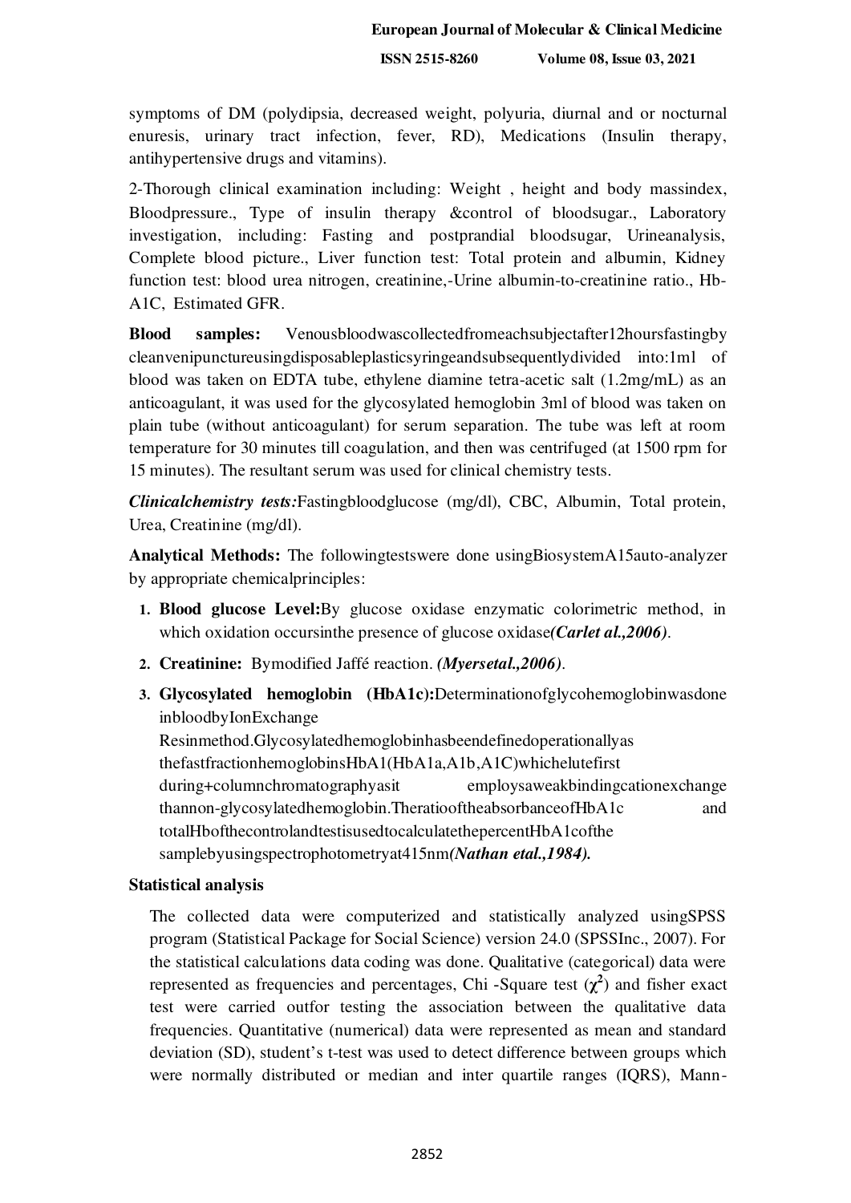symptoms of DM (polydipsia, decreased weight, polyuria, diurnal and or nocturnal enuresis, urinary tract infection, fever, RD), Medications (Insulin therapy, antihypertensive drugs and vitamins).

2-Thorough clinical examination including: Weight , height and body massindex, Bloodpressure., Type of insulin therapy &control of bloodsugar., Laboratory investigation, including: Fasting and postprandial bloodsugar, Urineanalysis, Complete blood picture., Liver function test: Total protein and albumin, Kidney function test: blood urea nitrogen, creatinine,-Urine albumin-to-creatinine ratio., Hb-A1C, Estimated GFR.

**Blood samples:** Venousbloodwascollectedfromeachsubjectafter12hoursfastingby cleanvenipunctureusingdisposableplasticsyringeandsubsequentlydivided into:1ml of blood was taken on EDTA tube, ethylene diamine tetra-acetic salt (1.2mg/mL) as an anticoagulant, it was used for the glycosylated hemoglobin 3ml of blood was taken on plain tube (without anticoagulant) for serum separation. The tube was left at room temperature for 30 minutes till coagulation, and then was centrifuged (at 1500 rpm for 15 minutes). The resultant serum was used for clinical chemistry tests.

***Clinicalchemistry tests:***Fastingbloodglucose (mg/dl), CBC, Albumin, Total protein, Urea, Creatinine (mg/dl).

**Analytical Methods:** The followingtestswere done usingBiosystemA15auto-analyzer by appropriate chemicalprinciples:

1. **Blood glucose Level:**By glucose oxidase enzymatic colorimetric method, in which oxidation occursinthe presence of glucose oxidase***(Carlet al.,2006)***.
2. **Creatinine:** Bymodified Jaffé reaction. ***(Myersetal.,2006)***.
3. **Glycosylated hemoglobin (HbA1c):**Determinationofglycohemoglobinwasdone inbloodbyIonExchange Resinmethod.Glycosylatedhemoglobinhasbeendefinedoperationallyas thefastfractionhemoglobinsHbA1(HbA1a,A1b,A1C)whichelutefirst during+columnchromatographyasit employsaweakbindingcationexchange thannon-glycosylatedhemoglobin.TheratiooftheabsorbanceofHbA1c and totalHbofthecontrolandtestisusedtocalculatethepercentHbA1cofthe samplebyusingspectrophotometryat415nm***(Nathan etal.,1984).***

**Statistical analysis**

The collected data were computerized and statistically analyzed usingSPSS program (Statistical Package for Social Science) version 24.0 (SPSSInc., 2007). For the statistical calculations data coding was done. Qualitative (categorical) data were represented as frequencies and percentages, Chi -Square test ($\chi^2$) and fisher exact test were carried outfor testing the association between the qualitative data frequencies. Quantitative (numerical) data were represented as mean and standard deviation (SD), student's t-test was used to detect difference between groups which were normally distributed or median and inter quartile ranges (IQRS), Mann-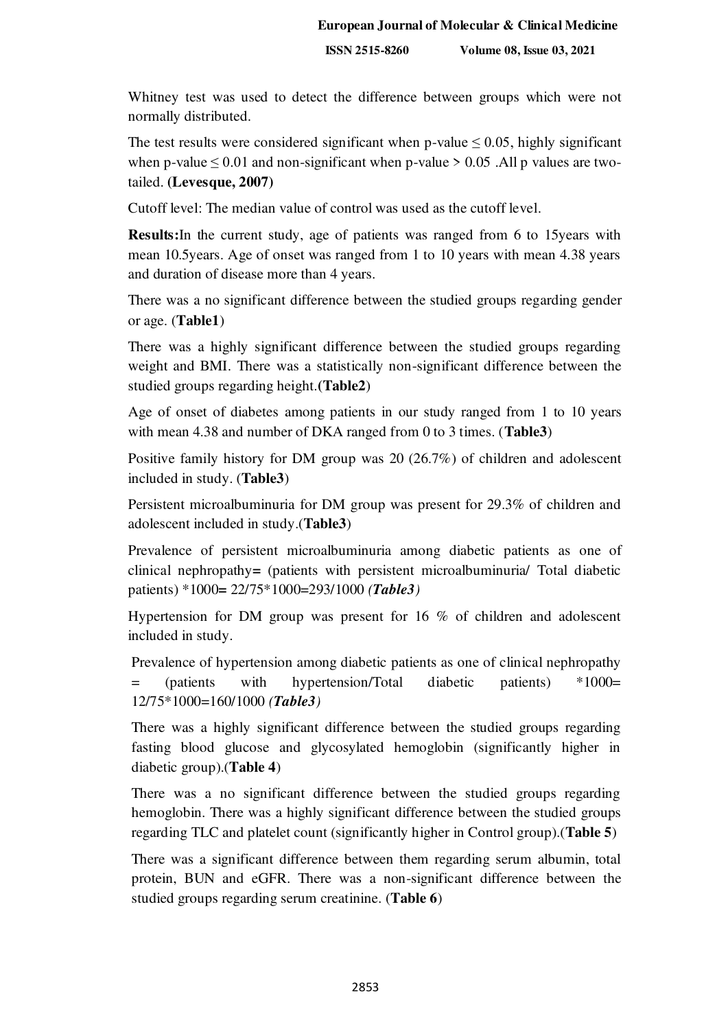Whitney test was used to detect the difference between groups which were not normally distributed.

The test results were considered significant when p-value $\leq 0.05$, highly significant when p-value $\leq 0.01$ and non-significant when p-value $> 0.05$ .All p values are two-tailed. **(Levesque, 2007)**

Cutoff level: The median value of control was used as the cutoff level.

**Results:**In the current study, age of patients was ranged from 6 to 15years with mean 10.5years. Age of onset was ranged from 1 to 10 years with mean 4.38 years and duration of disease more than 4 years.

There was a no significant difference between the studied groups regarding gender or age. (**Table1**)

There was a highly significant difference between the studied groups regarding weight and BMI. There was a statistically non-significant difference between the studied groups regarding height.(**Table2**)

Age of onset of diabetes among patients in our study ranged from 1 to 10 years with mean 4.38 and number of DKA ranged from 0 to 3 times. (**Table3**)

Positive family history for DM group was 20 (26.7%) of children and adolescent included in study. (**Table3**)

Persistent microalbuminuria for DM group was present for 29.3% of children and adolescent included in study.(**Table3**)

Prevalence of persistent microalbuminuria among diabetic patients as one of clinical nephropathy**=** (patients with persistent microalbuminuria/ Total diabetic patients) *1000**=** 22/75*1000=293/1000 ***(Table3)***

Hypertension for DM group was present for 16 % of children and adolescent included in study.

Prevalence of hypertension among diabetic patients as one of clinical nephropathy = (patients with hypertension/Total diabetic patients) *1000= 12/75*1000=160/1000 ***(Table3)***

There was a highly significant difference between the studied groups regarding fasting blood glucose and glycosylated hemoglobin (significantly higher in diabetic group).(**Table 4**)

There was a no significant difference between the studied groups regarding hemoglobin. There was a highly significant difference between the studied groups regarding TLC and platelet count (significantly higher in Control group).(**Table 5**)

There was a significant difference between them regarding serum albumin, total protein, BUN and eGFR. There was a non-significant difference between the studied groups regarding serum creatinine. (**Table 6**)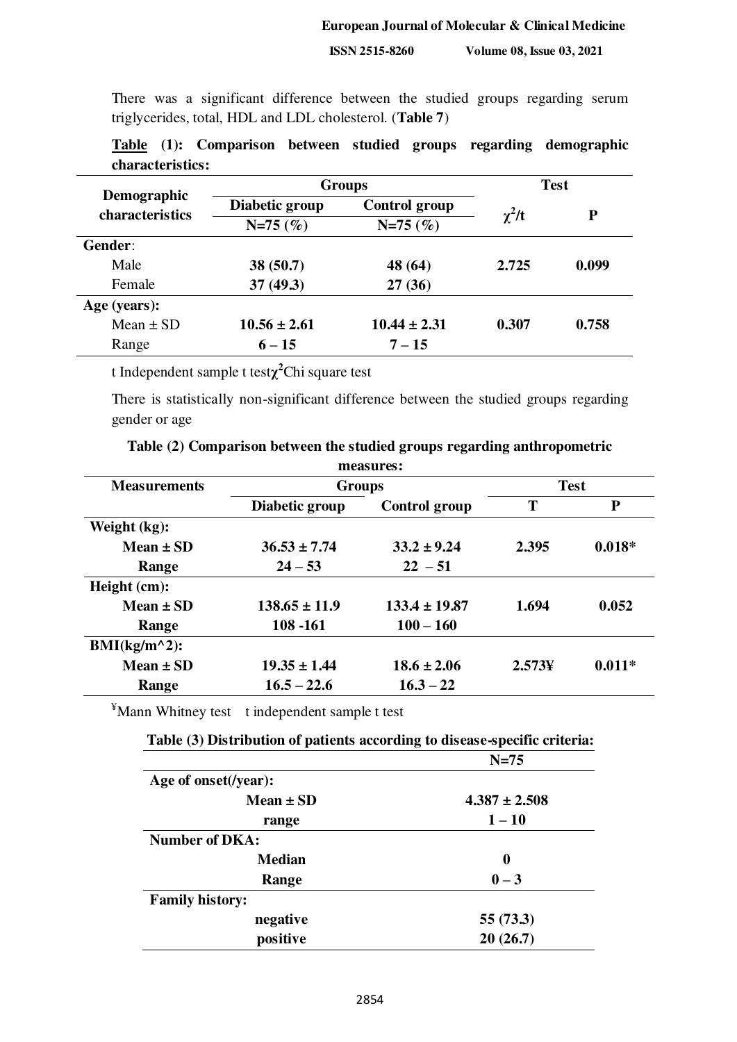There was a significant difference between the studied groups regarding serum triglycerides, total, HDL and LDL cholesterol. (**Table 7**)

**Table (1): Comparison between studied groups regarding demographic characteristics:**

| Demographic characteristics | Groups | | Test | |
|---|---|---|---|---|
| | Diabetic group N=75 (%) | Control group N=75 (%) | $\chi^2$/t | P |
| **Gender**: | | | | |
| Male | **38 (50.7)** | **48 (64)** | **2.725** | **0.099** |
| Female | **37 (49.3)** | **27 (36)** | | |
| **Age (years):** | | | | |
| Mean ± SD | **10.56 ± 2.61** | **10.44 ± 2.31** | **0.307** | **0.758** |
| Range | **6 – 15** | **7 – 15** | | |

t Independent sample t test $\chi^2$ Chi square test

There is statistically non-significant difference between the studied groups regarding gender or age

**Table (2) Comparison between the studied groups regarding anthropometric measures:**

| Measurements | Groups | | Test | |
|---|---|---|---|---|
| | Diabetic group | Control group | T | P |
| **Weight (kg):** | | | | |
| **Mean ± SD** | **36.53 ± 7.74** | **33.2 ± 9.24** | **2.395** | **0.018*** |
| **Range** | **24 – 53** | **22 – 51** | | |
| **Height (cm):** | | | | |
| **Mean ± SD** | **138.65 ± 11.9** | **133.4 ± 19.87** | **1.694** | **0.052** |
| **Range** | **108 -161** | **100 – 160** | | |
| **BMI(kg/m^2):** | | | | |
| **Mean ± SD** | **19.35 ± 1.44** | **18.6 ± 2.06** | **2.573¥** | **0.011*** |
| **Range** | **16.5 – 22.6** | **16.3 – 22** | | |

¥Mann Whitney test t independent sample t test

**Table (3) Distribution of patients according to disease-specific criteria:**

| | N=75 |
|---|---|
| **Age of onset(/year):** | |
| **Mean ± SD** | **4.387 ± 2.508** |
| **range** | **1 – 10** |
| **Number of DKA:** | |
| **Median** | **0** |
| **Range** | **0 – 3** |
| **Family history:** | |
| **negative** | **55 (73.3)** |
| **positive** | **20 (26.7)** |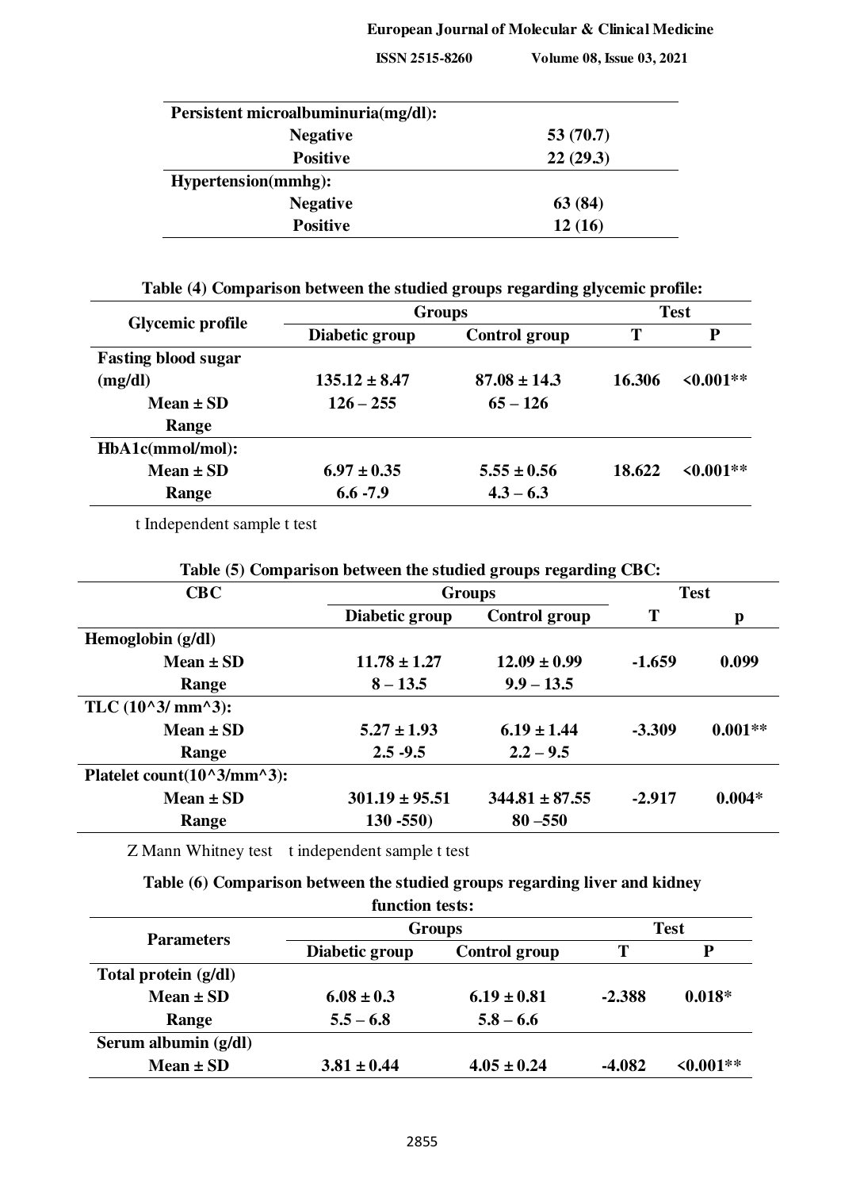| | |
|---|---|
| **Persistent microalbuminuria(mg/dl):** | |
| **Negative** | **53 (70.7)** |
| **Positive** | **22 (29.3)** |
| **Hypertension(mmhg):** | |
| **Negative** | **63 (84)** |
| **Positive** | **12 (16)** |

**Table (4) Comparison between the studied groups regarding glycemic profile:**

| Glycemic profile | Groups | | Test | |
|---|---|---|---|---|
| | Diabetic group | Control group | T | P |
| **Fasting blood sugar (mg/dl)** | | | | |
| Mean ± SD | 135.12 ± 8.47 | 87.08 ± 14.3 | 16.306 | <0.001** |
| Range | 126 – 255 | 65 – 126 | | |
| **HbA1c(mmol/mol):** | | | | |
| Mean ± SD | 6.97 ± 0.35 | 5.55 ± 0.56 | 18.622 | <0.001** |
| Range | 6.6 -7.9 | 4.3 – 6.3 | | |

t Independent sample t test

**Table (5) Comparison between the studied groups regarding CBC:**

| CBC | Groups | | Test | |
|---|---|---|---|---|
| | Diabetic group | Control group | T | p |
| **Hemoglobin (g/dl)** | | | | |
| Mean ± SD | 11.78 ± 1.27 | 12.09 ± 0.99 | -1.659 | 0.099 |
| Range | 8 – 13.5 | 9.9 – 13.5 | | |
| **TLC (10^3/ mm^3):** | | | | |
| Mean ± SD | 5.27 ± 1.93 | 6.19 ± 1.44 | -3.309 | 0.001** |
| Range | 2.5 -9.5 | 2.2 – 9.5 | | |
| **Platelet count(10^3/mm^3):** | | | | |
| Mean ± SD | 301.19 ± 95.51 | 344.81 ± 87.55 | -2.917 | 0.004* |
| Range | 130 -550) | 80 –550 | | |

Z Mann Whitney test  t independent sample t test

**Table (6) Comparison between the studied groups regarding liver and kidney function tests:**

| Parameters | Groups | | Test | |
|---|---|---|---|---|
| | Diabetic group | Control group | T | P |
| **Total protein (g/dl)** | | | | |
| Mean ± SD | 6.08 ± 0.3 | 6.19 ± 0.81 | -2.388 | 0.018* |
| Range | 5.5 – 6.8 | 5.8 – 6.6 | | |
| **Serum albumin (g/dl)** | | | | |
| Mean ± SD | 3.81 ± 0.44 | 4.05 ± 0.24 | -4.082 | <0.001** |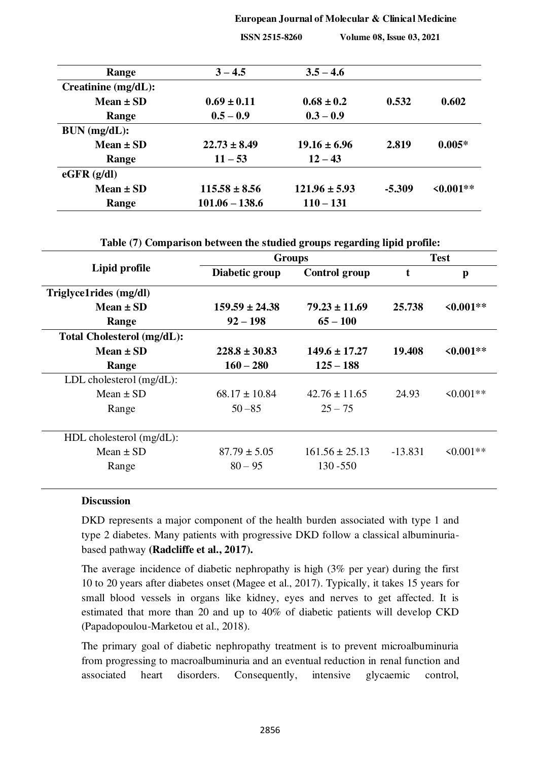| | | | | |
|---|---|---|---|---|
| **Range** | **3 – 4.5** | **3.5 – 4.6** | | |
| **Creatinine (mg/dL):** | | | | |
| **Mean ± SD** | **0.69 ± 0.11** | **0.68 ± 0.2** | **0.532** | **0.602** |
| **Range** | **0.5 – 0.9** | **0.3 – 0.9** | | |
| **BUN (mg/dL):** | | | | |
| **Mean ± SD** | **22.73 ± 8.49** | **19.16 ± 6.96** | **2.819** | **0.005*** |
| **Range** | **11 – 53** | **12 – 43** | | |
| **eGFR (g/dl)** | | | | |
| **Mean ± SD** | **115.58 ± 8.56** | **121.96 ± 5.93** | **-5.309** | **<0.001**** |
| **Range** | **101.06 – 138.6** | **110 – 131** | | |

**Table (7) Comparison between the studied groups regarding lipid profile:**

| Lipid profile | Groups | | Test | |
|---|---|---|---|---|
| | Diabetic group | Control group | t | p |
| **Triglyce1rides (mg/dl)** | | | | |
| **Mean ± SD** | **159.59 ± 24.38** | **79.23 ± 11.69** | **25.738** | **<0.001**** |
| **Range** | **92 – 198** | **65 – 100** | | |
| **Total Cholesterol (mg/dL):** | | | | |
| **Mean ± SD** | **228.8 ± 30.83** | **149.6 ± 17.27** | **19.408** | **<0.001**** |
| **Range** | **160 – 280** | **125 – 188** | | |
| LDL cholestero1 (mg/dL): | | | | |
| Mean ± SD | 68.17 ± 10.84 | 42.76 ± 11.65 | 24.93 | <0.001** |
| Range | 50 –85 | 25 – 75 | | |
| HDL cholesterol (mg/dL): | | | | |
| Mean ± SD | 87.79 ± 5.05 | 161.56 ± 25.13 | -13.831 | <0.001** |
| Range | 80 – 95 | 130 -550 | | |

## Discussion

DKD represents a major component of the health burden associated with type 1 and type 2 diabetes. Many patients with progressive DKD follow a classical albuminuria-based pathway **(Radcliffe et al., 2017).**

The average incidence of diabetic nephropathy is high (3% per year) during the first 10 to 20 years after diabetes onset (Magee et al., 2017). Typically, it takes 15 years for small blood vessels in organs like kidney, eyes and nerves to get affected. It is estimated that more than 20 and up to 40% of diabetic patients will develop CKD (Papadopoulou-Marketou et al., 2018).

The primary goal of diabetic nephropathy treatment is to prevent microalbuminuria from progressing to macroalbuminuria and an eventual reduction in renal function and associated heart disorders. Consequently, intensive glycaemic control,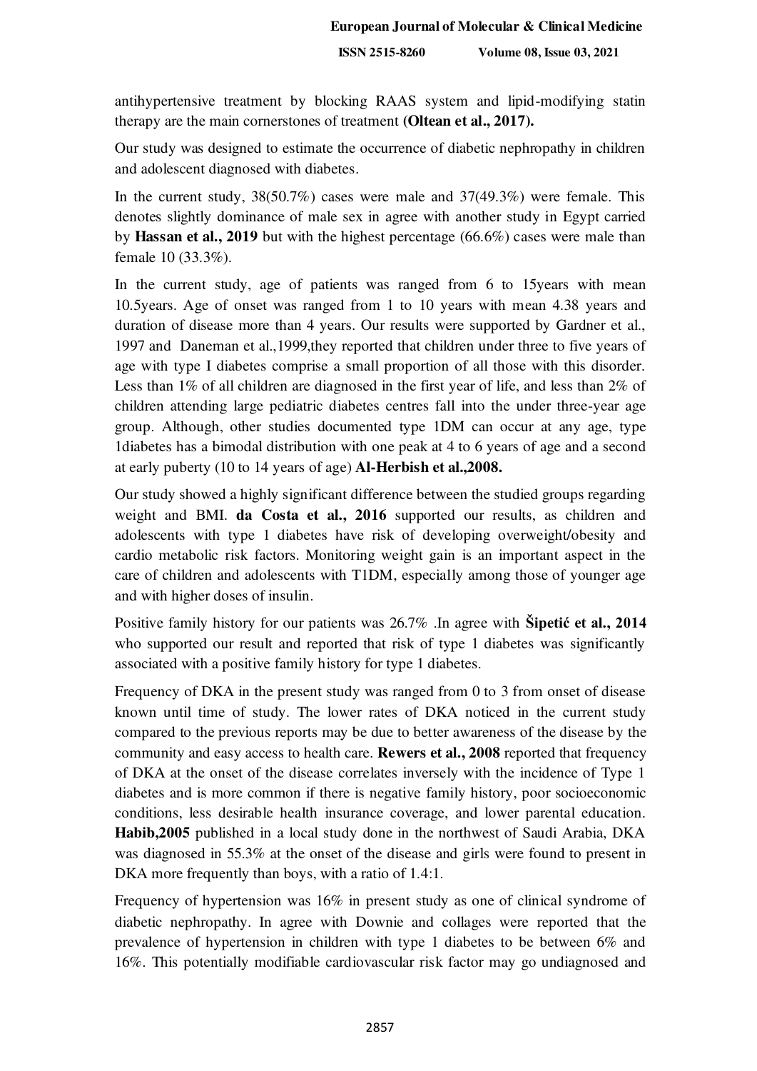antihypertensive treatment by blocking RAAS system and lipid-modifying statin therapy are the main cornerstones of treatment **(Oltean et al., 2017).**

Our study was designed to estimate the occurrence of diabetic nephropathy in children and adolescent diagnosed with diabetes.

In the current study, 38(50.7%) cases were male and 37(49.3%) were female. This denotes slightly dominance of male sex in agree with another study in Egypt carried by **Hassan et al., 2019** but with the highest percentage (66.6%) cases were male than female 10 (33.3%).

In the current study, age of patients was ranged from 6 to 15years with mean 10.5years. Age of onset was ranged from 1 to 10 years with mean 4.38 years and duration of disease more than 4 years. Our results were supported by Gardner et al., 1997 and Daneman et al.,1999,they reported that children under three to five years of age with type I diabetes comprise a small proportion of all those with this disorder. Less than 1% of all children are diagnosed in the first year of life, and less than 2% of children attending large pediatric diabetes centres fall into the under three-year age group. Although, other studies documented type 1DM can occur at any age, type 1diabetes has a bimodal distribution with one peak at 4 to 6 years of age and a second at early puberty (10 to 14 years of age) **Al-Herbish et al.,2008.**

Our study showed a highly significant difference between the studied groups regarding weight and BMI. **da Costa et al., 2016** supported our results, as children and adolescents with type 1 diabetes have risk of developing overweight/obesity and cardio metabolic risk factors. Monitoring weight gain is an important aspect in the care of children and adolescents with T1DM, especially among those of younger age and with higher doses of insulin.

Positive family history for our patients was 26.7% .In agree with **Šipetić et al., 2014** who supported our result and reported that risk of type 1 diabetes was significantly associated with a positive family history for type 1 diabetes.

Frequency of DKA in the present study was ranged from 0 to 3 from onset of disease known until time of study. The lower rates of DKA noticed in the current study compared to the previous reports may be due to better awareness of the disease by the community and easy access to health care. **Rewers et al., 2008** reported that frequency of DKA at the onset of the disease correlates inversely with the incidence of Type 1 diabetes and is more common if there is negative family history, poor socioeconomic conditions, less desirable health insurance coverage, and lower parental education. **Habib,2005** published in a local study done in the northwest of Saudi Arabia, DKA was diagnosed in 55.3% at the onset of the disease and girls were found to present in DKA more frequently than boys, with a ratio of 1.4:1.

Frequency of hypertension was 16% in present study as one of clinical syndrome of diabetic nephropathy. In agree with Downie and collages were reported that the prevalence of hypertension in children with type 1 diabetes to be between 6% and 16%. This potentially modifiable cardiovascular risk factor may go undiagnosed and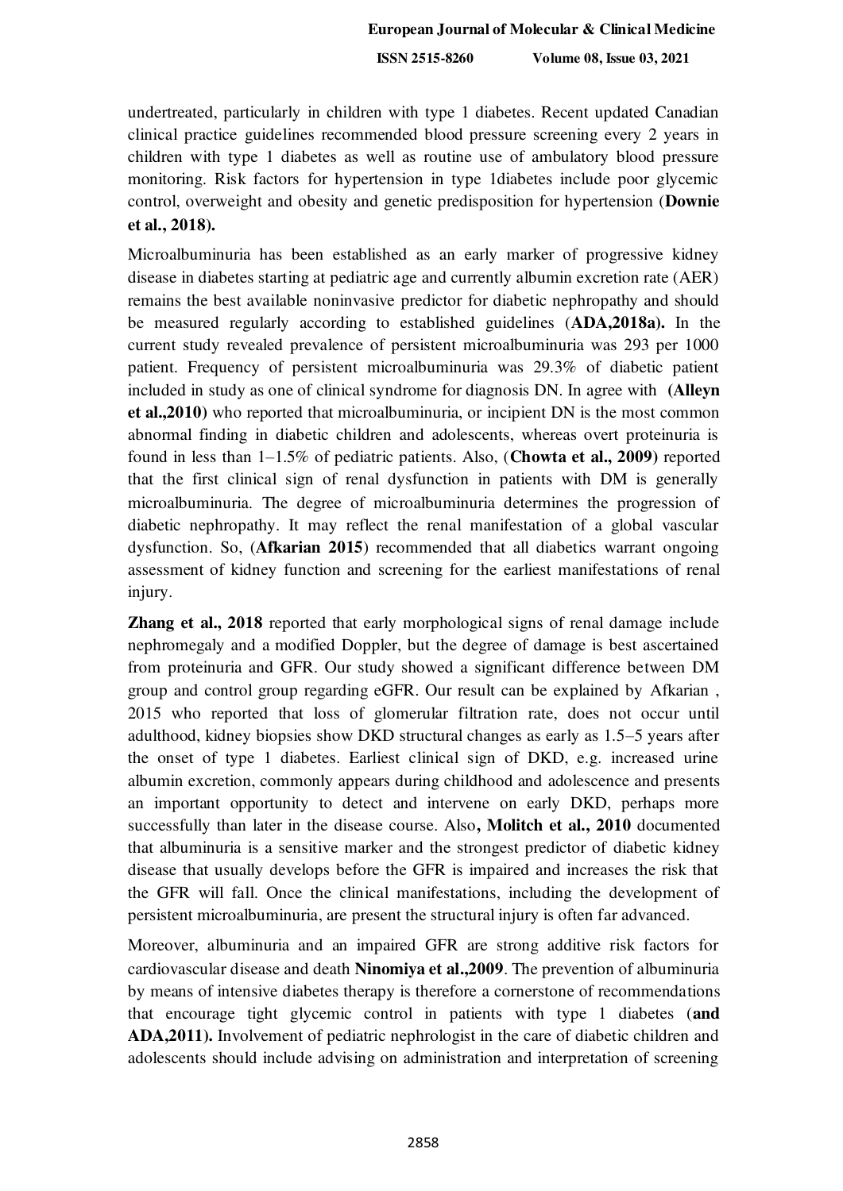undertreated, particularly in children with type 1 diabetes. Recent updated Canadian clinical practice guidelines recommended blood pressure screening every 2 years in children with type 1 diabetes as well as routine use of ambulatory blood pressure monitoring. Risk factors for hypertension in type 1diabetes include poor glycemic control, overweight and obesity and genetic predisposition for hypertension (**Downie et al., 2018).**

Microalbuminuria has been established as an early marker of progressive kidney disease in diabetes starting at pediatric age and currently albumin excretion rate (AER) remains the best available noninvasive predictor for diabetic nephropathy and should be measured regularly according to established guidelines (**ADA,2018a).** In the current study revealed prevalence of persistent microalbuminuria was 293 per 1000 patient. Frequency of persistent microalbuminuria was 29.3% of diabetic patient included in study as one of clinical syndrome for diagnosis DN. In agree with **(Alleyn et al.,2010)** who reported that microalbuminuria, or incipient DN is the most common abnormal finding in diabetic children and adolescents, whereas overt proteinuria is found in less than 1–1.5% of pediatric patients. Also, (**Chowta et al., 2009)** reported that the first clinical sign of renal dysfunction in patients with DM is generally microalbuminuria. The degree of microalbuminuria determines the progression of diabetic nephropathy. It may reflect the renal manifestation of a global vascular dysfunction. So, (**Afkarian 2015**) recommended that all diabetics warrant ongoing assessment of kidney function and screening for the earliest manifestations of renal injury.

**Zhang et al., 2018** reported that early morphological signs of renal damage include nephromegaly and a modified Doppler, but the degree of damage is best ascertained from proteinuria and GFR. Our study showed a significant difference between DM group and control group regarding eGFR. Our result can be explained by Afkarian , 2015 who reported that loss of glomerular filtration rate, does not occur until adulthood, kidney biopsies show DKD structural changes as early as 1.5–5 years after the onset of type 1 diabetes. Earliest clinical sign of DKD, e.g. increased urine albumin excretion, commonly appears during childhood and adolescence and presents an important opportunity to detect and intervene on early DKD, perhaps more successfully than later in the disease course. Also**, Molitch et al., 2010** documented that albuminuria is a sensitive marker and the strongest predictor of diabetic kidney disease that usually develops before the GFR is impaired and increases the risk that the GFR will fall. Once the clinical manifestations, including the development of persistent microalbuminuria, are present the structural injury is often far advanced.

Moreover, albuminuria and an impaired GFR are strong additive risk factors for cardiovascular disease and death **Ninomiya et al.,2009**. The prevention of albuminuria by means of intensive diabetes therapy is therefore a cornerstone of recommendations that encourage tight glycemic control in patients with type 1 diabetes (**and ADA,2011).** Involvement of pediatric nephrologist in the care of diabetic children and adolescents should include advising on administration and interpretation of screening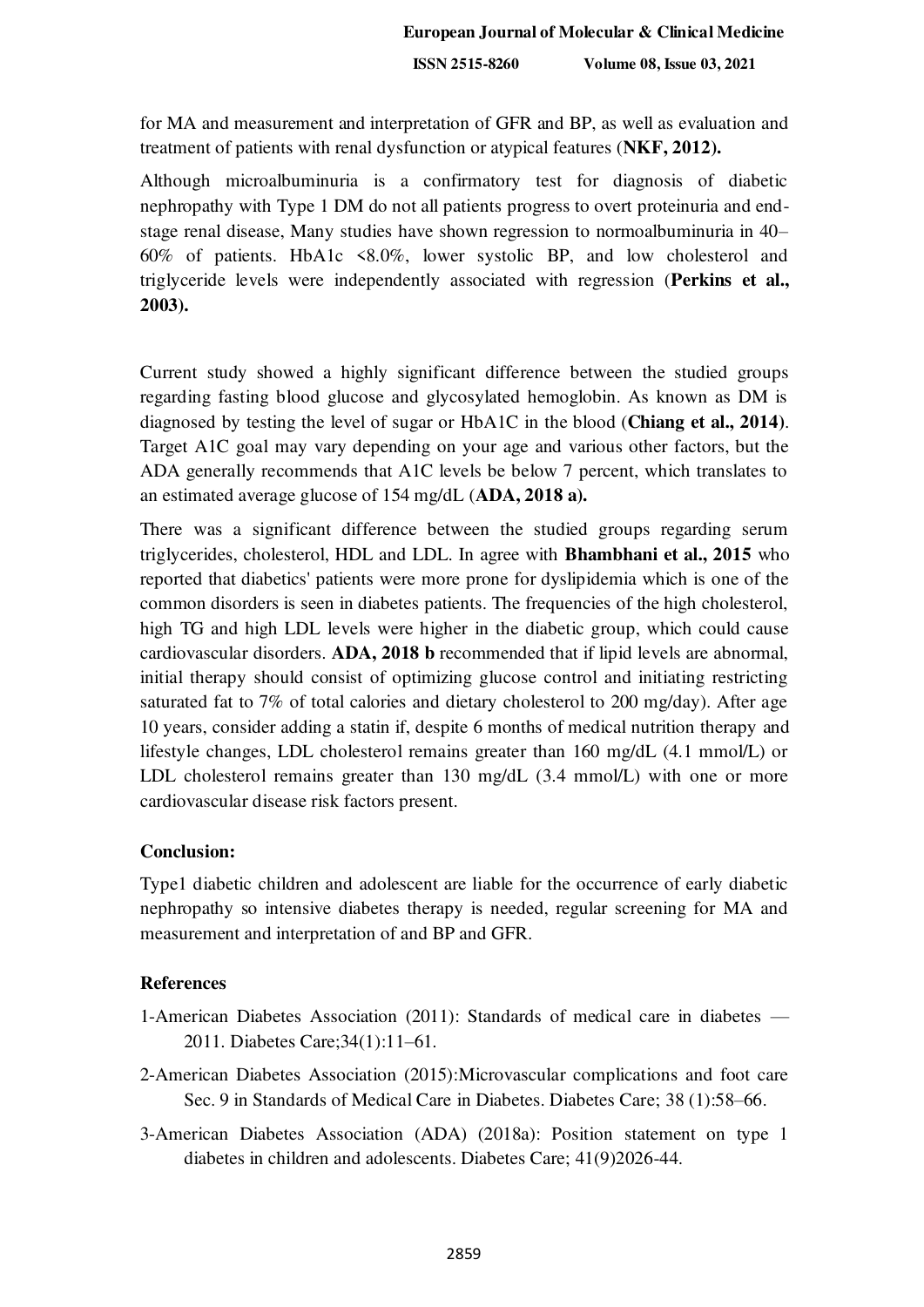for MA and measurement and interpretation of GFR and BP, as well as evaluation and treatment of patients with renal dysfunction or atypical features (**NKF, 2012).**

Although microalbuminuria is a confirmatory test for diagnosis of diabetic nephropathy with Type 1 DM do not all patients progress to overt proteinuria and end-stage renal disease, Many studies have shown regression to normoalbuminuria in 40–60% of patients. HbA1c <8.0%, lower systolic BP, and low cholesterol and triglyceride levels were independently associated with regression (**Perkins et al., 2003).**

Current study showed a highly significant difference between the studied groups regarding fasting blood glucose and glycosylated hemoglobin. As known as DM is diagnosed by testing the level of sugar or HbA1C in the blood (**Chiang et al., 2014**). Target A1C goal may vary depending on your age and various other factors, but the ADA generally recommends that A1C levels be below 7 percent, which translates to an estimated average glucose of 154 mg/dL (**ADA, 2018 a).**

There was a significant difference between the studied groups regarding serum triglycerides, cholesterol, HDL and LDL. In agree with **Bhambhani et al., 2015** who reported that diabetics' patients were more prone for dyslipidemia which is one of the common disorders is seen in diabetes patients. The frequencies of the high cholesterol, high TG and high LDL levels were higher in the diabetic group, which could cause cardiovascular disorders. **ADA, 2018 b** recommended that if lipid levels are abnormal, initial therapy should consist of optimizing glucose control and initiating restricting saturated fat to 7% of total calories and dietary cholesterol to 200 mg/day). After age 10 years, consider adding a statin if, despite 6 months of medical nutrition therapy and lifestyle changes, LDL cholesterol remains greater than 160 mg/dL (4.1 mmol/L) or LDL cholesterol remains greater than 130 mg/dL (3.4 mmol/L) with one or more cardiovascular disease risk factors present.

## Conclusion:

Type1 diabetic children and adolescent are liable for the occurrence of early diabetic nephropathy so intensive diabetes therapy is needed, regular screening for MA and measurement and interpretation of and BP and GFR.

## References

1-American Diabetes Association (2011): Standards of medical care in diabetes — 2011. Diabetes Care;34(1):11–61.

2-American Diabetes Association (2015):Microvascular complications and foot care Sec. 9 in Standards of Medical Care in Diabetes. Diabetes Care; 38 (1):58–66.

3-American Diabetes Association (ADA) (2018a): Position statement on type 1 diabetes in children and adolescents. Diabetes Care; 41(9)2026-44.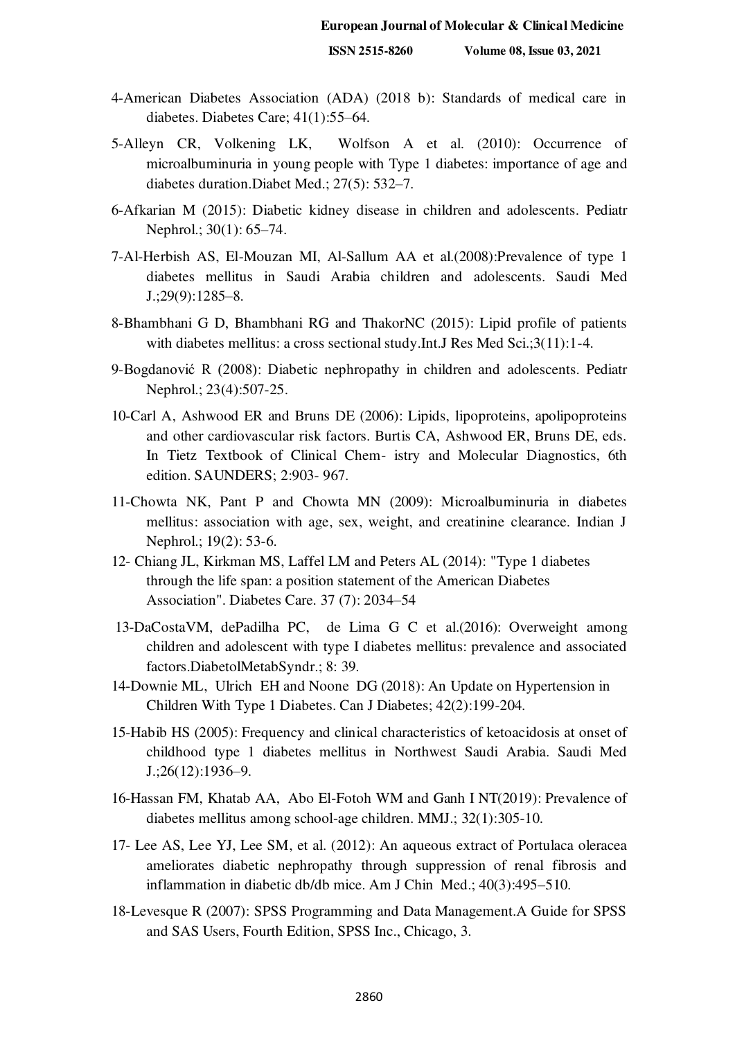4-American Diabetes Association (ADA) (2018 b): Standards of medical care in diabetes. Diabetes Care; 41(1):55–64.

5-Alleyn CR, Volkening LK, Wolfson A et al. (2010): Occurrence of microalbuminuria in young people with Type 1 diabetes: importance of age and diabetes duration.Diabet Med.; 27(5): 532–7.

6-Afkarian M (2015): Diabetic kidney disease in children and adolescents. Pediatr Nephrol.; 30(1): 65–74.

7-Al-Herbish AS, El-Mouzan MI, Al-Sallum AA et al.(2008):Prevalence of type 1 diabetes mellitus in Saudi Arabia children and adolescents. Saudi Med J.;29(9):1285–8.

8-Bhambhani G D, Bhambhani RG and ThakorNC (2015): Lipid profile of patients with diabetes mellitus: a cross sectional study.Int.J Res Med Sci.;3(11):1-4.

9-Bogdanović R (2008): Diabetic nephropathy in children and adolescents. Pediatr Nephrol.; 23(4):507-25.

10-Carl A, Ashwood ER and Bruns DE (2006): Lipids, lipoproteins, apolipoproteins and other cardiovascular risk factors. Burtis CA, Ashwood ER, Bruns DE, eds. In Tietz Textbook of Clinical Chem- istry and Molecular Diagnostics, 6th edition. SAUNDERS; 2:903- 967.

11-Chowta NK, Pant P and Chowta MN (2009): Microalbuminuria in diabetes mellitus: association with age, sex, weight, and creatinine clearance. Indian J Nephrol.; 19(2): 53-6.

12- Chiang JL, Kirkman MS, Laffel LM and Peters AL (2014): "Type 1 diabetes through the life span: a position statement of the American Diabetes Association". Diabetes Care. 37 (7): 2034–54

13-DaCostaVM, dePadilha PC, de Lima G C et al.(2016): Overweight among children and adolescent with type I diabetes mellitus: prevalence and associated factors.DiabetolMetabSyndr.; 8: 39.

14-Downie ML, Ulrich EH and Noone DG (2018): An Update on Hypertension in Children With Type 1 Diabetes. Can J Diabetes; 42(2):199-204.

15-Habib HS (2005): Frequency and clinical characteristics of ketoacidosis at onset of childhood type 1 diabetes mellitus in Northwest Saudi Arabia. Saudi Med J.;26(12):1936–9.

16-Hassan FM, Khatab AA, Abo El-Fotoh WM and Ganh I NT(2019): Prevalence of diabetes mellitus among school-age children. MMJ.; 32(1):305-10.

17- Lee AS, Lee YJ, Lee SM, et al. (2012): An aqueous extract of Portulaca oleracea ameliorates diabetic nephropathy through suppression of renal fibrosis and inflammation in diabetic db/db mice. Am J Chin Med.; 40(3):495–510.

18-Levesque R (2007): SPSS Programming and Data Management.A Guide for SPSS and SAS Users, Fourth Edition, SPSS Inc., Chicago, 3.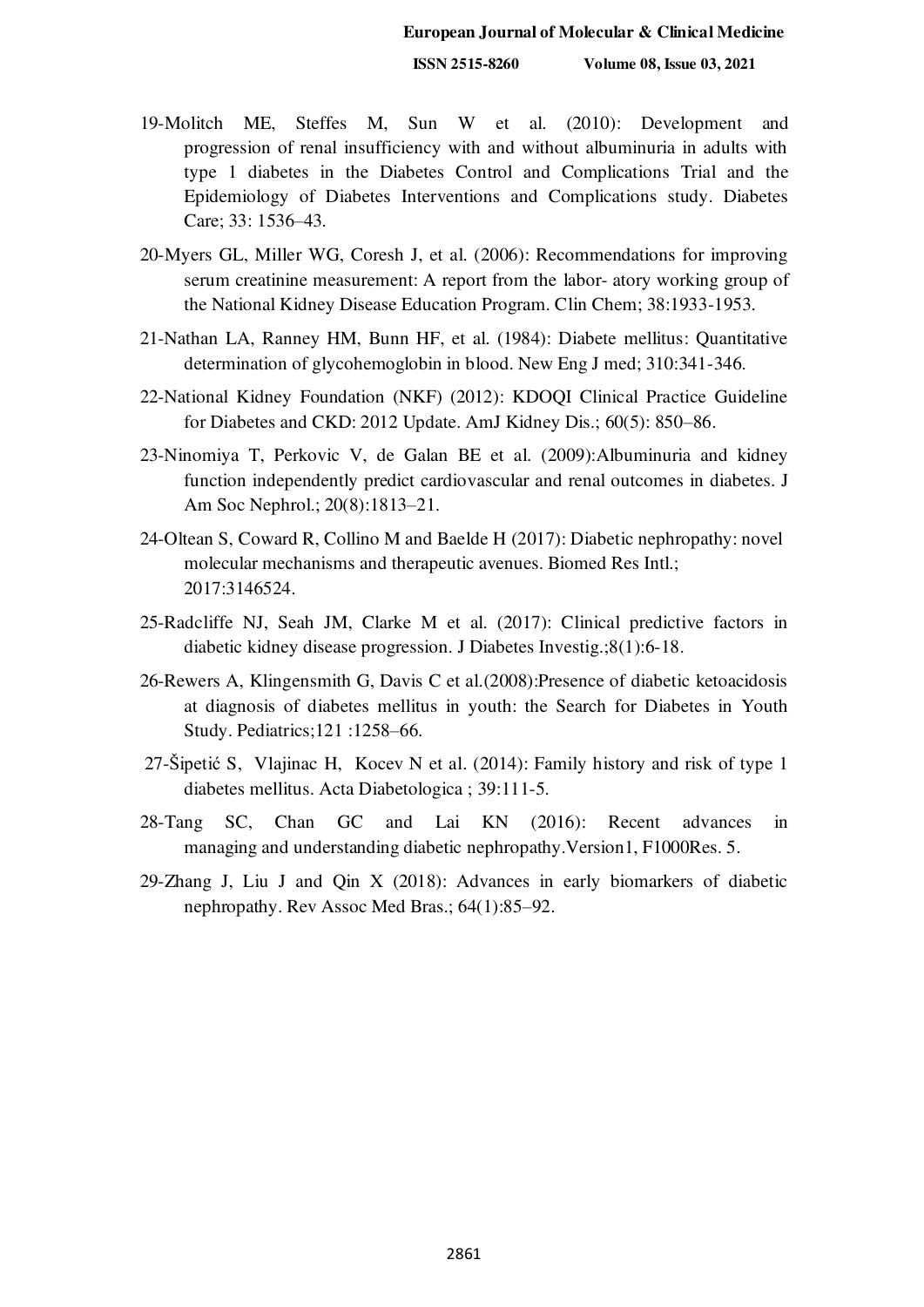19-Molitch ME, Steffes M, Sun W et al. (2010): Development and progression of renal insufficiency with and without albuminuria in adults with type 1 diabetes in the Diabetes Control and Complications Trial and the Epidemiology of Diabetes Interventions and Complications study. Diabetes Care; 33: 1536–43.

20-Myers GL, Miller WG, Coresh J, et al. (2006): Recommendations for improving serum creatinine measurement: A report from the labor- atory working group of the National Kidney Disease Education Program. Clin Chem; 38:1933-1953.

21-Nathan LA, Ranney HM, Bunn HF, et al. (1984): Diabete mellitus: Quantitative determination of glycohemoglobin in blood. New Eng J med; 310:341-346.

22-National Kidney Foundation (NKF) (2012): KDOQI Clinical Practice Guideline for Diabetes and CKD: 2012 Update. AmJ Kidney Dis.; 60(5): 850–86.

23-Ninomiya T, Perkovic V, de Galan BE et al. (2009):Albuminuria and kidney function independently predict cardiovascular and renal outcomes in diabetes. J Am Soc Nephrol.; 20(8):1813–21.

24-Oltean S, Coward R, Collino M and Baelde H (2017): Diabetic nephropathy: novel molecular mechanisms and therapeutic avenues. Biomed Res Intl.; 2017:3146524.

25-Radcliffe NJ, Seah JM, Clarke M et al. (2017): Clinical predictive factors in diabetic kidney disease progression. J Diabetes Investig.;8(1):6-18.

26-Rewers A, Klingensmith G, Davis C et al.(2008):Presence of diabetic ketoacidosis at diagnosis of diabetes mellitus in youth: the Search for Diabetes in Youth Study. Pediatrics;121 :1258–66.

27-Šipetić S, Vlajinac H, Kocev N et al. (2014): Family history and risk of type 1 diabetes mellitus. Acta Diabetologica ; 39:111-5.

28-Tang SC, Chan GC and Lai KN (2016): Recent advances in managing and understanding diabetic nephropathy.Version1, F1000Res. 5.

29-Zhang J, Liu J and Qin X (2018): Advances in early biomarkers of diabetic nephropathy. Rev Assoc Med Bras.; 64(1):85–92.